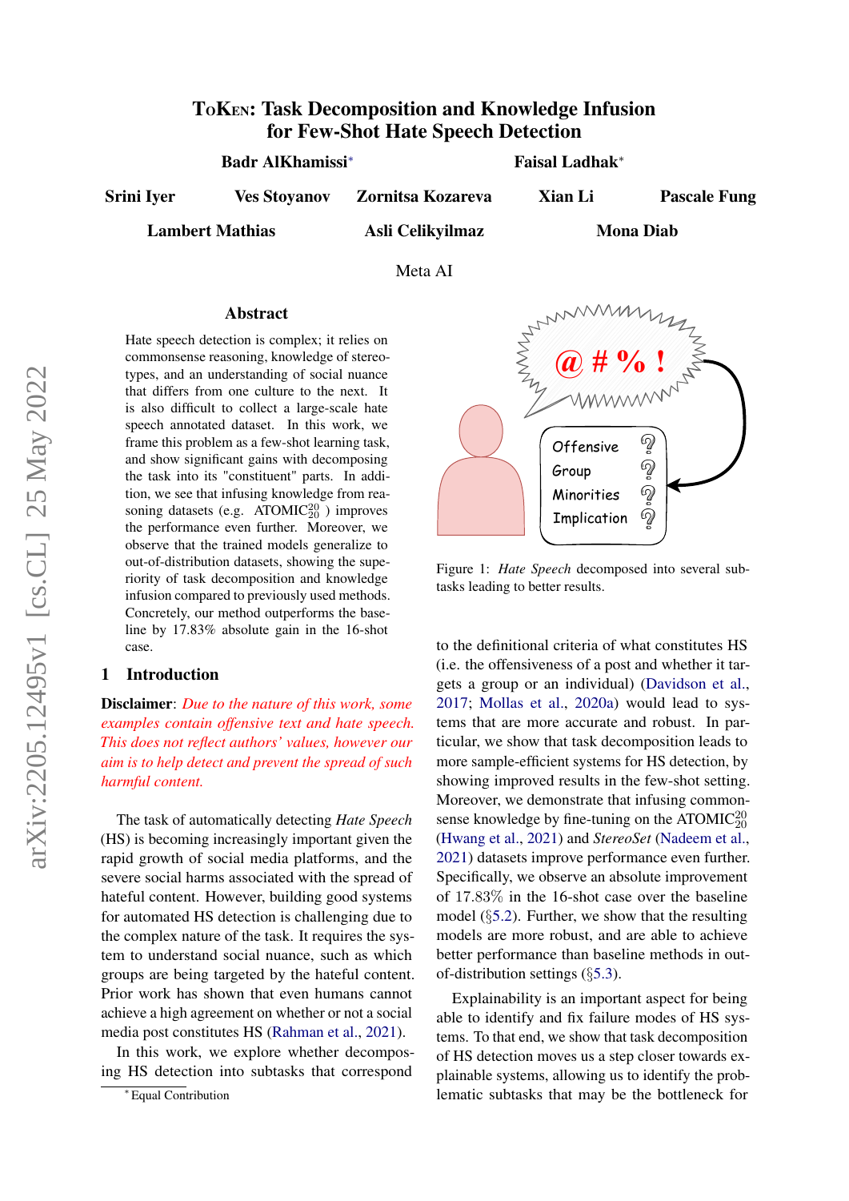# ToKen: Task Decomposition and Knowledge Infusion for Few-Shot Hate Speech Detection

**Badr AlKhamissi*** **Faisal Ladhak***

**Srini Iyer** **Ves Stoyanov** **Zornitsa Kozareva** **Xian Li** **Pascale Fung**

**Lambert Mathias** **Asli Celikyilmaz** **Mona Diab**

Meta AI

## Abstract

Hate speech detection is complex; it relies on commonsense reasoning, knowledge of stereotypes, and an understanding of social nuance that differs from one culture to the next. It is also difficult to collect a large-scale hate speech annotated dataset. In this work, we frame this problem as a few-shot learning task, and show significant gains with decomposing the task into its "constituent" parts. In addition, we see that infusing knowledge from reasoning datasets (e.g. ATOMIC$^{20}_{20}$ ) improves the performance even further. Moreover, we observe that the trained models generalize to out-of-distribution datasets, showing the superiority of task decomposition and knowledge infusion compared to previously used methods. Concretely, our method outperforms the baseline by 17.83% absolute gain in the 16-shot case.

Figure 1: *Hate Speech* decomposed into several subtasks leading to better results.

## 1 Introduction

**Disclaimer**: *Due to the nature of this work, some examples contain offensive text and hate speech. This does not reflect authors' values, however our aim is to help detect and prevent the spread of such harmful content.*

The task of automatically detecting *Hate Speech* (HS) is becoming increasingly important given the rapid growth of social media platforms, and the severe social harms associated with the spread of hateful content. However, building good systems for automated HS detection is challenging due to the complex nature of the task. It requires the system to understand social nuance, such as which groups are being targeted by the hateful content. Prior work has shown that even humans cannot achieve a high agreement on whether or not a social media post constitutes HS (Rahman et al., 2021).

In this work, we explore whether decomposing HS detection into subtasks that correspond to the definitional criteria of what constitutes HS (i.e. the offensiveness of a post and whether it targets a group or an individual) (Davidson et al., 2017; Mollas et al., 2020a) would lead to systems that are more accurate and robust. In particular, we show that task decomposition leads to more sample-efficient systems for HS detection, by showing improved results in the few-shot setting. Moreover, we demonstrate that infusing commonsense knowledge by fine-tuning on the ATOMIC$^{20}_{20}$ (Hwang et al., 2021) and *StereoSet* (Nadeem et al., 2021) datasets improve performance even further. Specifically, we observe an absolute improvement of 17.83% in the 16-shot case over the baseline model (§5.2). Further, we show that the resulting models are more robust, and are able to achieve better performance than baseline methods in out-of-distribution settings (§5.3).

Explainability is an important aspect for being able to identify and fix failure modes of HS systems. To that end, we show that task decomposition of HS detection moves us a step closer towards explainable systems, allowing us to identify the problematic subtasks that may be the bottleneck for

---
* Equal Contribution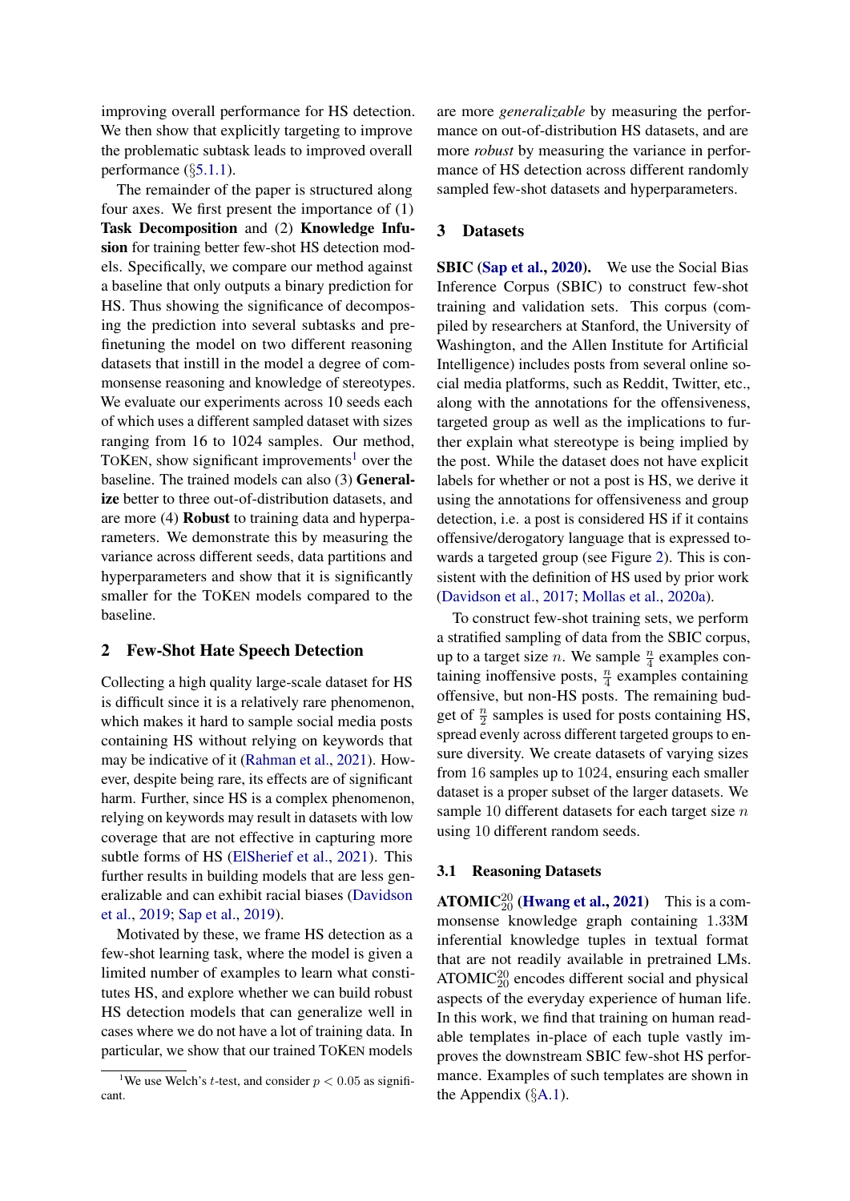improving overall performance for HS detection. We then show that explicitly targeting to improve the problematic subtask leads to improved overall performance (§5.1.1).

The remainder of the paper is structured along four axes. We first present the importance of (1) **Task Decomposition** and (2) **Knowledge Infusion** for training better few-shot HS detection models. Specifically, we compare our method against a baseline that only outputs a binary prediction for HS. Thus showing the significance of decomposing the prediction into several subtasks and prefinetuning the model on two different reasoning datasets that instill in the model a degree of commonsense reasoning and knowledge of stereotypes. We evaluate our experiments across 10 seeds each of which uses a different sampled dataset with sizes ranging from 16 to 1024 samples. Our method, TOKEN, show significant improvements[1] over the baseline. The trained models can also (3) **Generalize** better to three out-of-distribution datasets, and are more (4) **Robust** to training data and hyperparameters. We demonstrate this by measuring the variance across different seeds, data partitions and hyperparameters and show that it is significantly smaller for the TOKEN models compared to the baseline.

## 2 Few-Shot Hate Speech Detection

Collecting a high quality large-scale dataset for HS is difficult since it is a relatively rare phenomenon, which makes it hard to sample social media posts containing HS without relying on keywords that may be indicative of it (Rahman et al., 2021). However, despite being rare, its effects are of significant harm. Further, since HS is a complex phenomenon, relying on keywords may result in datasets with low coverage that are not effective in capturing more subtle forms of HS (ElSherief et al., 2021). This further results in building models that are less generalizable and can exhibit racial biases (Davidson et al., 2019; Sap et al., 2019).

Motivated by these, we frame HS detection as a few-shot learning task, where the model is given a limited number of examples to learn what constitutes HS, and explore whether we can build robust HS detection models that can generalize well in cases where we do not have a lot of training data. In particular, we show that our trained TOKEN models are more *generalizable* by measuring the performance on out-of-distribution HS datasets, and are more *robust* by measuring the variance in performance of HS detection across different randomly sampled few-shot datasets and hyperparameters.

[1] We use Welch's $t$-test, and consider $p < 0.05$ as significant.

## 3 Datasets

**SBIC (Sap et al., 2020).** We use the Social Bias Inference Corpus (SBIC) to construct few-shot training and validation sets. This corpus (compiled by researchers at Stanford, the University of Washington, and the Allen Institute for Artificial Intelligence) includes posts from several online social media platforms, such as Reddit, Twitter, etc., along with the annotations for the offensiveness, targeted group as well as the implications to further explain what stereotype is being implied by the post. While the dataset does not have explicit labels for whether or not a post is HS, we derive it using the annotations for offensiveness and group detection, i.e. a post is considered HS if it contains offensive/derogatory language that is expressed towards a targeted group (see Figure 2). This is consistent with the definition of HS used by prior work (Davidson et al., 2017; Mollas et al., 2020a).

To construct few-shot training sets, we perform a stratified sampling of data from the SBIC corpus, up to a target size $n$. We sample $\frac{n}{4}$ examples containing inoffensive posts, $\frac{n}{4}$ examples containing offensive, but non-HS posts. The remaining budget of $\frac{n}{2}$ samples is used for posts containing HS, spread evenly across different targeted groups to ensure diversity. We create datasets of varying sizes from 16 samples up to 1024, ensuring each smaller dataset is a proper subset of the larger datasets. We sample 10 different datasets for each target size $n$ using 10 different random seeds.

### 3.1 Reasoning Datasets

**ATOMIC$^{20}_{20}$ (Hwang et al., 2021)** This is a commonsense knowledge graph containing 1.33M inferential knowledge tuples in textual format that are not readily available in pretrained LMs. ATOMIC$^{20}_{20}$ encodes different social and physical aspects of the everyday experience of human life. In this work, we find that training on human readable templates in-place of each tuple vastly improves the downstream SBIC few-shot HS performance. Examples of such templates are shown in the Appendix (§A.1).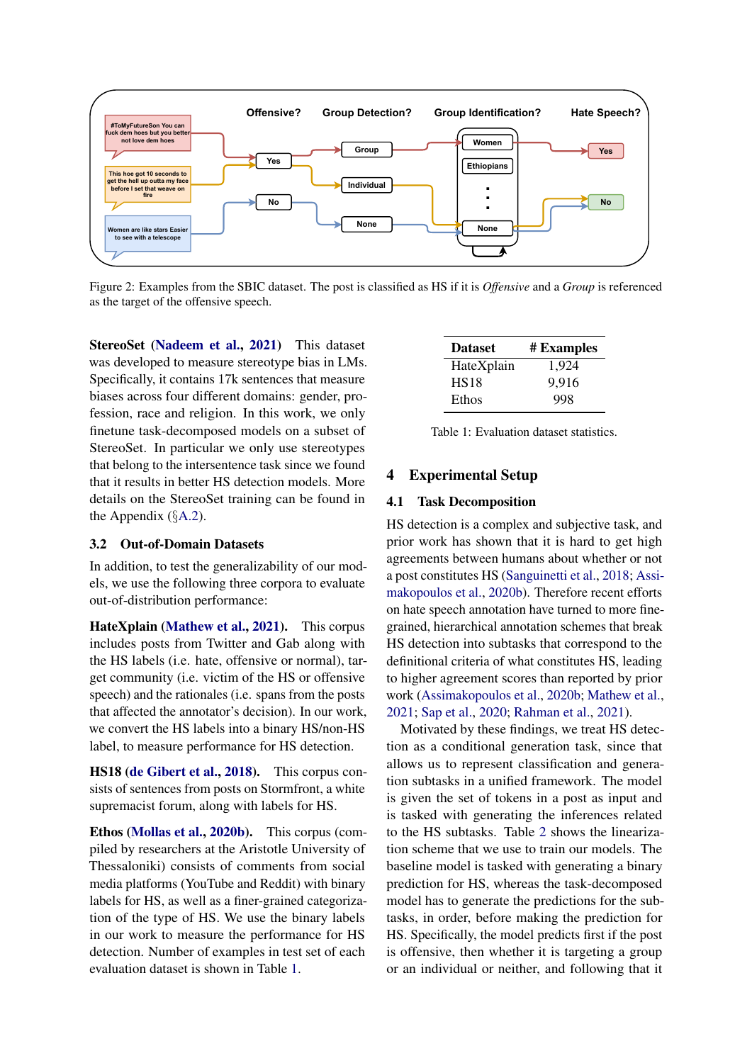Figure 2: Examples from the SBIC dataset. The post is classified as HS if it is *Offensive* and a *Group* is referenced as the target of the offensive speech.

**StereoSet (Nadeem et al., 2021)** This dataset was developed to measure stereotype bias in LMs. Specifically, it contains 17k sentences that measure biases across four different domains: gender, profession, race and religion. In this work, we only finetune task-decomposed models on a subset of StereoSet. In particular we only use stereotypes that belong to the intersentence task since we found that it results in better HS detection models. More details on the StereoSet training can be found in the Appendix (§A.2).

### 3.2 Out-of-Domain Datasets

In addition, to test the generalizability of our models, we use the following three corpora to evaluate out-of-distribution performance:

**HateXplain (Mathew et al., 2021).** This corpus includes posts from Twitter and Gab along with the HS labels (i.e. hate, offensive or normal), target community (i.e. victim of the HS or offensive speech) and the rationales (i.e. spans from the posts that affected the annotator's decision). In our work, we convert the HS labels into a binary HS/non-HS label, to measure performance for HS detection.

**HS18 (de Gibert et al., 2018).** This corpus consists of sentences from posts on Stormfront, a white supremacist forum, along with labels for HS.

**Ethos (Mollas et al., 2020b).** This corpus (compiled by researchers at the Aristotle University of Thessaloniki) consists of comments from social media platforms (YouTube and Reddit) with binary labels for HS, as well as a finer-grained categorization of the type of HS. We use the binary labels in our work to measure the performance for HS detection. Number of examples in test set of each evaluation dataset is shown in Table 1.

| Dataset | # Examples |
|---|---|
| HateXplain | 1,924 |
| HS18 | 9,916 |
| Ethos | 998 |

Table 1: Evaluation dataset statistics.

## 4 Experimental Setup

### 4.1 Task Decomposition

HS detection is a complex and subjective task, and prior work has shown that it is hard to get high agreements between humans about whether or not a post constitutes HS (Sanguinetti et al., 2018; Assimakopoulos et al., 2020b). Therefore recent efforts on hate speech annotation have turned to more fine-grained, hierarchical annotation schemes that break HS detection into subtasks that correspond to the definitional criteria of what constitutes HS, leading to higher agreement scores than reported by prior work (Assimakopoulos et al., 2020b; Mathew et al., 2021; Sap et al., 2020; Rahman et al., 2021).

Motivated by these findings, we treat HS detection as a conditional generation task, since that allows us to represent classification and generation subtasks in a unified framework. The model is given the set of tokens in a post as input and is tasked with generating the inferences related to the HS subtasks. Table 2 shows the linearization scheme that we use to train our models. The baseline model is tasked with generating a binary prediction for HS, whereas the task-decomposed model has to generate the predictions for the subtasks, in order, before making the prediction for HS. Specifically, the model predicts first if the post is offensive, then whether it is targeting a group or an individual or neither, and following that it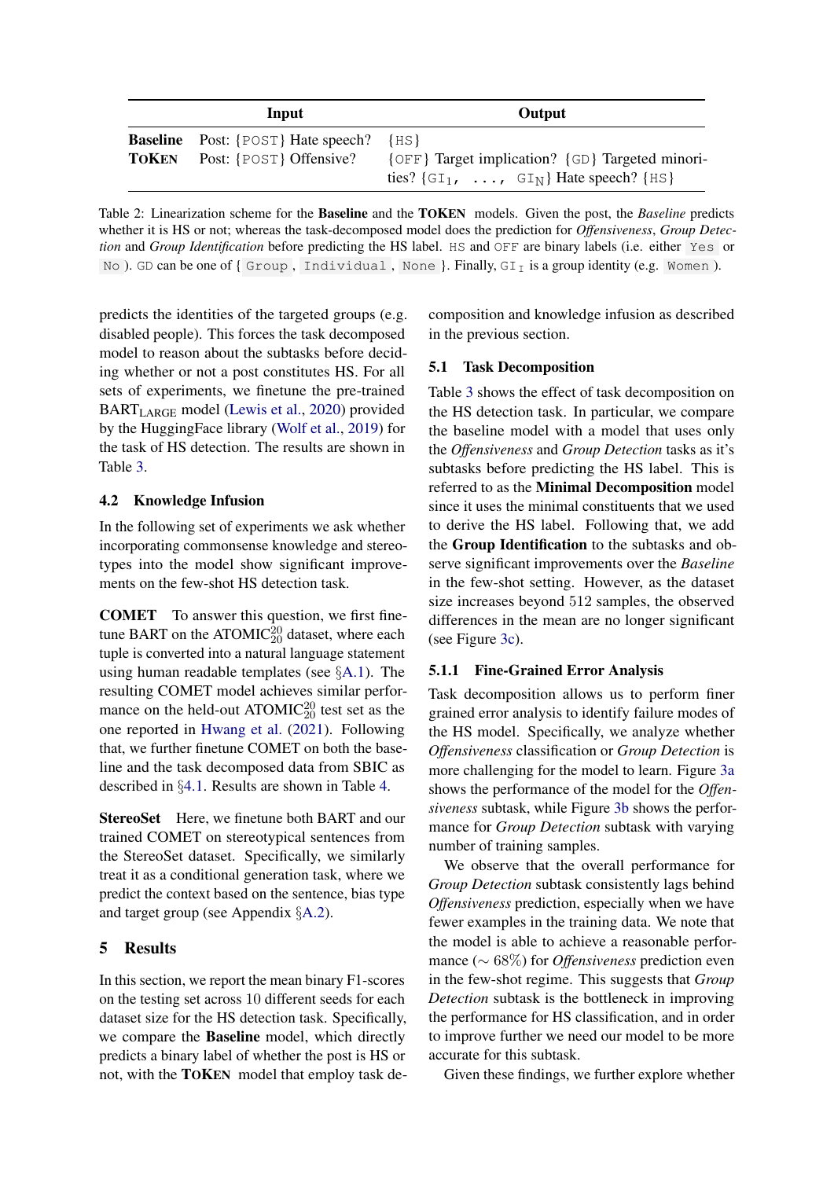| | Input | Output |
|---|---|---|
| **Baseline** | Post: {POST} Hate speech? | {HS} |
| **TOKEN** | Post: {POST} Offensive? | {OFF} Target implication? {GD} Targeted minorities? {$GI_1$, ..., $GI_N$} Hate speech? {HS} |

Table 2: Linearization scheme for the **Baseline** and the **TOKEN** models. Given the post, the *Baseline* predicts whether it is HS or not; whereas the task-decomposed model does the prediction for *Offensiveness*, *Group Detection* and *Group Identification* before predicting the HS label. HS and OFF are binary labels (i.e. either Yes or No ). GD can be one of { Group , Individual , None }. Finally, $GI_I$ is a group identity (e.g. Women ).

predicts the identities of the targeted groups (e.g. disabled people). This forces the task decomposed model to reason about the subtasks before deciding whether or not a post constitutes HS. For all sets of experiments, we finetune the pre-trained $BART_{LARGE}$ model (Lewis et al., 2020) provided by the HuggingFace library (Wolf et al., 2019) for the task of HS detection. The results are shown in Table 3.

### 4.2 Knowledge Infusion

In the following set of experiments we ask whether incorporating commonsense knowledge and stereotypes into the model show significant improvements on the few-shot HS detection task.

**COMET** To answer this question, we first finetune BART on the $ATOMIC^{20}_{20}$ dataset, where each tuple is converted into a natural language statement using human readable templates (see §A.1). The resulting COMET model achieves similar performance on the held-out $ATOMIC^{20}_{20}$ test set as the one reported in Hwang et al. (2021). Following that, we further finetune COMET on both the baseline and the task decomposed data from SBIC as described in §4.1. Results are shown in Table 4.

**StereoSet** Here, we finetune both BART and our trained COMET on stereotypical sentences from the StereoSet dataset. Specifically, we similarly treat it as a conditional generation task, where we predict the context based on the sentence, bias type and target group (see Appendix §A.2).

## 5 Results

In this section, we report the mean binary F1-scores on the testing set across 10 different seeds for each dataset size for the HS detection task. Specifically, we compare the **Baseline** model, which directly predicts a binary label of whether the post is HS or not, with the **TOKEN** model that employ task decomposition and knowledge infusion as described in the previous section.

### 5.1 Task Decomposition

Table 3 shows the effect of task decomposition on the HS detection task. In particular, we compare the baseline model with a model that uses only the *Offensiveness* and *Group Detection* tasks as it's subtasks before predicting the HS label. This is referred to as the **Minimal Decomposition** model since it uses the minimal constituents that we used to derive the HS label. Following that, we add the **Group Identification** to the subtasks and observe significant improvements over the *Baseline* in the few-shot setting. However, as the dataset size increases beyond 512 samples, the observed differences in the mean are no longer significant (see Figure 3c).

#### 5.1.1 Fine-Grained Error Analysis

Task decomposition allows us to perform finer grained error analysis to identify failure modes of the HS model. Specifically, we analyze whether *Offensiveness* classification or *Group Detection* is more challenging for the model to learn. Figure 3a shows the performance of the model for the *Offensiveness* subtask, while Figure 3b shows the performance for *Group Detection* subtask with varying number of training samples.

We observe that the overall performance for *Group Detection* subtask consistently lags behind *Offensiveness* prediction, especially when we have fewer examples in the training data. We note that the model is able to achieve a reasonable performance ($\sim 68\%$) for *Offensiveness* prediction even in the few-shot regime. This suggests that *Group Detection* subtask is the bottleneck in improving the performance for HS classification, and in order to improve further we need our model to be more accurate for this subtask.

Given these findings, we further explore whether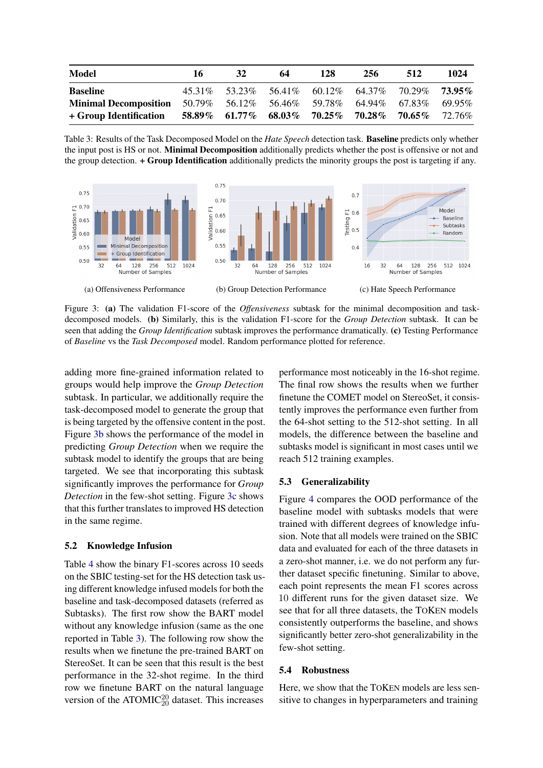| Model | 16 | 32 | 64 | 128 | 256 | 512 | 1024 |
|---|---|---|---|---|---|---|---|
| **Baseline** | 45.31% | 53.23% | 56.41% | 60.12% | 64.37% | 70.29% | **73.95%** |
| **Minimal Decomposition** | 50.79% | 56.12% | 56.46% | 59.78% | 64.94% | 67.83% | 69.95% |
| **+ Group Identification** | **58.89%** | **61.77%** | **68.03%** | **70.25%** | **70.28%** | **70.65%** | 72.76% |

Table 3: Results of the Task Decomposed Model on the *Hate Speech* detection task. **Baseline** predicts only whether the input post is HS or not. **Minimal Decomposition** additionally predicts whether the post is offensive or not and the group detection. **+ Group Identification** additionally predicts the minority groups the post is targeting if any.

(a) Offensiveness Performance

(b) Group Detection Performance

(c) Hate Speech Performance

Figure 3: **(a)** The validation F1-score of the *Offensiveness* subtask for the minimal decomposition and task-decomposed models. **(b)** Similarly, this is the validation F1-score for the *Group Detection* subtask. It can be seen that adding the *Group Identification* subtask improves the performance dramatically. **(c)** Testing Performance of *Baseline* vs the *Task Decomposed* model. Random performance plotted for reference.

adding more fine-grained information related to groups would help improve the *Group Detection* subtask. In particular, we additionally require the task-decomposed model to generate the group that is being targeted by the offensive content in the post. Figure 3b shows the performance of the model in predicting *Group Detection* when we require the subtask model to identify the groups that are being targeted. We see that incorporating this subtask significantly improves the performance for *Group Detection* in the few-shot setting. Figure 3c shows that this further translates to improved HS detection in the same regime.

### 5.2 Knowledge Infusion

Table 4 show the binary F1-scores across 10 seeds on the SBIC testing-set for the HS detection task using different knowledge infused models for both the baseline and task-decomposed datasets (referred as Subtasks). The first row show the BART model without any knowledge infusion (same as the one reported in Table 3). The following row show the results when we finetune the pre-trained BART on StereoSet. It can be seen that this result is the best performance in the 32-shot regime. In the third row we finetune BART on the natural language version of the ATOMIC$^{20}_{20}$ dataset. This increases performance most noticeably in the 16-shot regime. The final row shows the results when we further finetune the COMET model on StereoSet, it consistently improves the performance even further from the 64-shot setting to the 512-shot setting. In all models, the difference between the baseline and subtasks model is significant in most cases until we reach 512 training examples.

### 5.3 Generalizability

Figure 4 compares the OOD performance of the baseline model with subtasks models that were trained with different degrees of knowledge infusion. Note that all models were trained on the SBIC data and evaluated for each of the three datasets in a zero-shot manner, i.e. we do not perform any further dataset specific finetuning. Similar to above, each point represents the mean F1 scores across 10 different runs for the given dataset size. We see that for all three datasets, the TOKEN models consistently outperforms the baseline, and shows significantly better zero-shot generalizability in the few-shot setting.

### 5.4 Robustness

Here, we show that the TOKEN models are less sensitive to changes in hyperparameters and training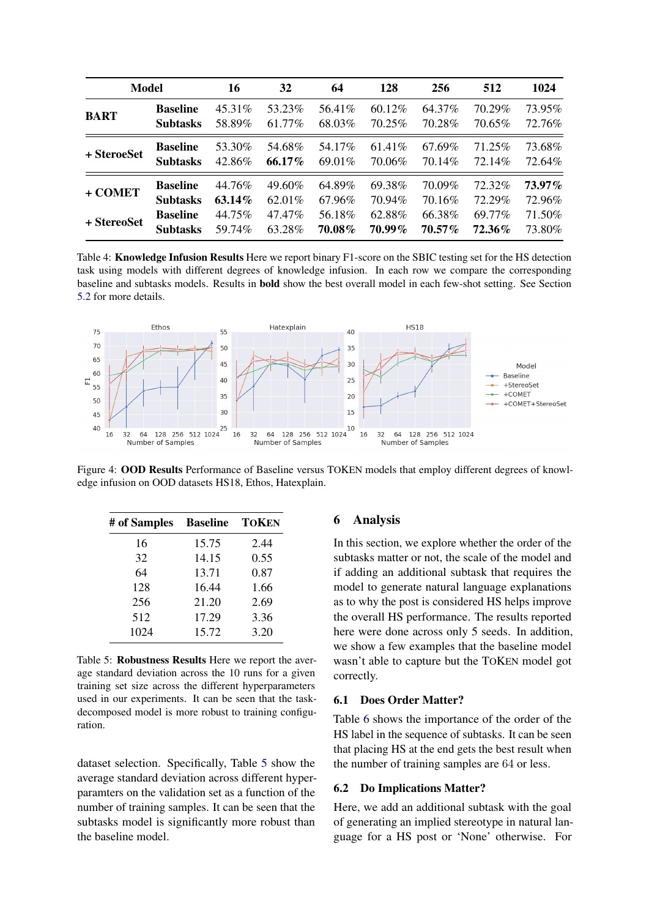| Model | | 16 | 32 | 64 | 128 | 256 | 512 | 1024 |
|---|---|---|---|---|---|---|---|---|
| BART | Baseline | 45.31% | 53.23% | 56.41% | 60.12% | 64.37% | 70.29% | 73.95% |
| | Subtasks | 58.89% | 61.77% | 68.03% | 70.25% | 70.28% | 70.65% | 72.76% |
| + SteroeSet | Baseline | 53.30% | 54.68% | 54.17% | 61.41% | 67.69% | 71.25% | 73.68% |
| | Subtasks | 42.86% | **66.17%** | 69.01% | 70.06% | 70.14% | 72.14% | 72.64% |
| + COMET | Baseline | 44.76% | 49.60% | 64.89% | 69.38% | 70.09% | 72.32% | **73.97%** |
| | Subtasks | **63.14%** | 62.01% | 67.96% | 70.94% | 70.16% | 72.29% | 72.96% |
| + StereoSet | Baseline | 44.75% | 47.47% | 56.18% | 62.88% | 66.38% | 69.77% | 71.50% |
| | Subtasks | 59.74% | 63.28% | **70.08%** | **70.99%** | **70.57%** | **72.36%** | 73.80% |

Table 4: **Knowledge Infusion Results** Here we report binary F1-score on the SBIC testing set for the HS detection task using models with different degrees of knowledge infusion. In each row we compare the corresponding baseline and subtasks models. Results in **bold** show the best overall model in each few-shot setting. See Section 5.2 for more details.

Figure 4: **OOD Results** Performance of Baseline versus TOKEN models that employ different degrees of knowledge infusion on OOD datasets HS18, Ethos, Hatexplain.

| # of Samples | Baseline | TOKEN |
|---|---|---|
| 16 | 15.75 | 2.44 |
| 32 | 14.15 | 0.55 |
| 64 | 13.71 | 0.87 |
| 128 | 16.44 | 1.66 |
| 256 | 21.20 | 2.69 |
| 512 | 17.29 | 3.36 |
| 1024 | 15.72 | 3.20 |

Table 5: **Robustness Results** Here we report the average standard deviation across the 10 runs for a given training set size across the different hyperparameters used in our experiments. It can be seen that the task-decomposed model is more robust to training configuration.

dataset selection. Specifically, Table 5 show the average standard deviation across different hyperparamters on the validation set as a function of the number of training samples. It can be seen that the subtasks model is significantly more robust than the baseline model.

## 6 Analysis

In this section, we explore whether the order of the subtasks matter or not, the scale of the model and if adding an additional subtask that requires the model to generate natural language explanations as to why the post is considered HS helps improve the overall HS performance. The results reported here were done across only 5 seeds. In addition, we show a few examples that the baseline model wasn't able to capture but the TOKEN model got correctly.

### 6.1 Does Order Matter?

Table 6 shows the importance of the order of the HS label in the sequence of subtasks. It can be seen that placing HS at the end gets the best result when the number of training samples are 64 or less.

### 6.2 Do Implications Matter?

Here, we add an additional subtask with the goal of generating an implied stereotype in natural language for a HS post or 'None' otherwise. For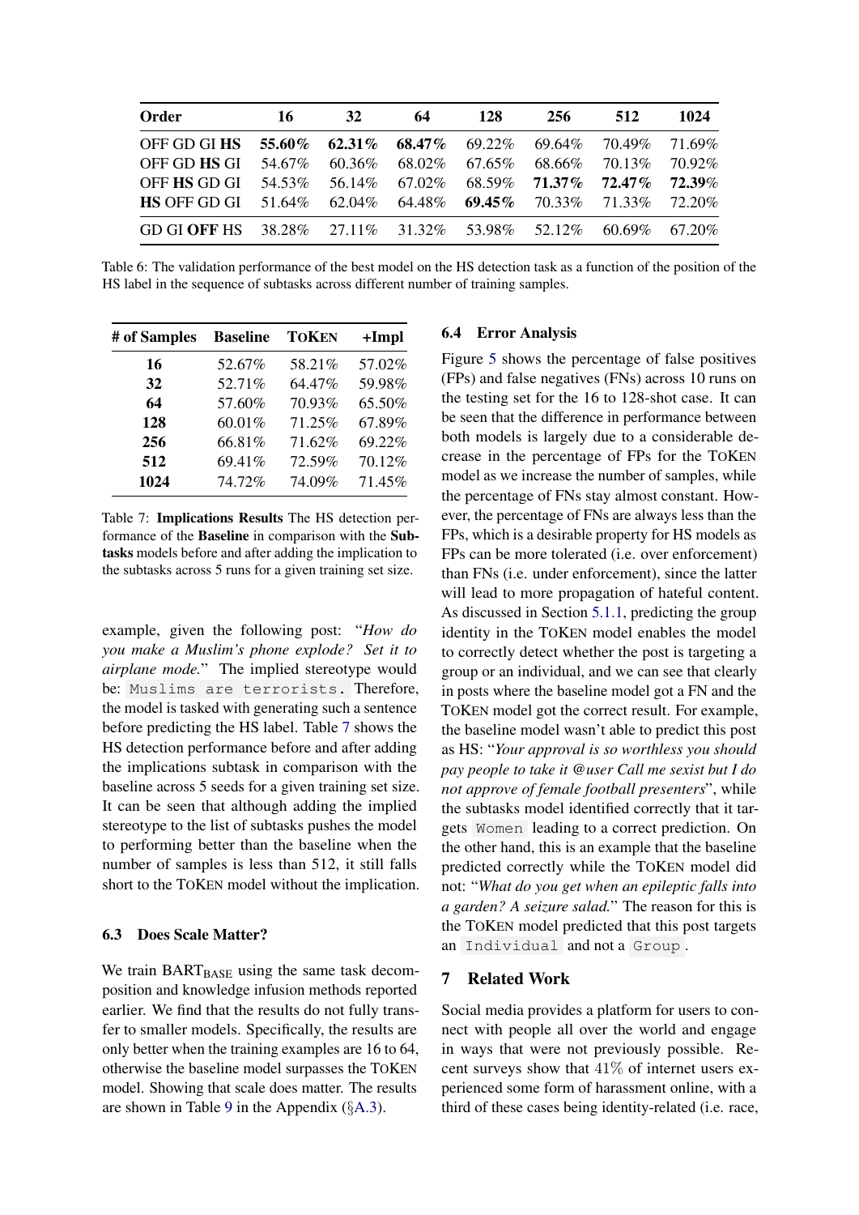| Order | 16 | 32 | 64 | 128 | 256 | 512 | 1024 |
|---|---|---|---|---|---|---|---|
| OFF GD GI **HS** | **55.60%** | **62.31%** | **68.47%** | 69.22% | 69.64% | 70.49% | 71.69% |
| OFF GD **HS** GI | 54.67% | 60.36% | 68.02% | 67.65% | 68.66% | 70.13% | 70.92% |
| OFF **HS** GD GI | 54.53% | 56.14% | 67.02% | 68.59% | **71.37%** | **72.47%** | **72.39%** |
| **HS** OFF GD GI | 51.64% | 62.04% | 64.48% | **69.45%** | 70.33% | 71.33% | 72.20% |
| GD GI **OFF** HS | 38.28% | 27.11% | 31.32% | 53.98% | 52.12% | 60.69% | 67.20% |

Table 6: The validation performance of the best model on the HS detection task as a function of the position of the HS label in the sequence of subtasks across different number of training samples.

| # of Samples | Baseline | TOKEN | +Impl |
|---|---|---|---|
| **16** | 52.67% | 58.21% | 57.02% |
| **32** | 52.71% | 64.47% | 59.98% |
| **64** | 57.60% | 70.93% | 65.50% |
| **128** | 60.01% | 71.25% | 67.89% |
| **256** | 66.81% | 71.62% | 69.22% |
| **512** | 69.41% | 72.59% | 70.12% |
| **1024** | 74.72% | 74.09% | 71.45% |

Table 7: **Implications Results** The HS detection performance of the **Baseline** in comparison with the **Subtasks** models before and after adding the implication to the subtasks across 5 runs for a given training set size.

example, given the following post: "*How do you make a Muslim's phone explode? Set it to airplane mode.*" The implied stereotype would be: `Muslims are terrorists.` Therefore, the model is tasked with generating such a sentence before predicting the HS label. Table 7 shows the HS detection performance before and after adding the implications subtask in comparison with the baseline across 5 seeds for a given training set size. It can be seen that although adding the implied stereotype to the list of subtasks pushes the model to performing better than the baseline when the number of samples is less than 512, it still falls short to the TOKEN model without the implication.

### 6.3 Does Scale Matter?

We train $\text{BART}_{\text{BASE}}$ using the same task decomposition and knowledge infusion methods reported earlier. We find that the results do not fully transfer to smaller models. Specifically, the results are only better when the training examples are 16 to 64, otherwise the baseline model surpasses the TOKEN model. Showing that scale does matter. The results are shown in Table 9 in the Appendix (§A.3).

### 6.4 Error Analysis

Figure 5 shows the percentage of false positives (FPs) and false negatives (FNs) across 10 runs on the testing set for the 16 to 128-shot case. It can be seen that the difference in performance between both models is largely due to a considerable decrease in the percentage of FPs for the TOKEN model as we increase the number of samples, while the percentage of FNs stay almost constant. However, the percentage of FNs are always less than the FPs, which is a desirable property for HS models as FPs can be more tolerated (i.e. over enforcement) than FNs (i.e. under enforcement), since the latter will lead to more propagation of hateful content. As discussed in Section 5.1.1, predicting the group identity in the TOKEN model enables the model to correctly detect whether the post is targeting a group or an individual, and we can see that clearly in posts where the baseline model got a FN and the TOKEN model got the correct result. For example, the baseline model wasn't able to predict this post as HS: "*Your approval is so worthless you should pay people to take it @user Call me sexist but I do not approve of female football presenters*", while the subtasks model identified correctly that it targets `Women` leading to a correct prediction. On the other hand, this is an example that the baseline predicted correctly while the TOKEN model did not: "*What do you get when an epileptic falls into a garden? A seizure salad.*" The reason for this is the TOKEN model predicted that this post targets an `Individual` and not a `Group`.

## 7 Related Work

Social media provides a platform for users to connect with people all over the world and engage in ways that were not previously possible. Recent surveys show that 41% of internet users experienced some form of harassment online, with a third of these cases being identity-related (i.e. race,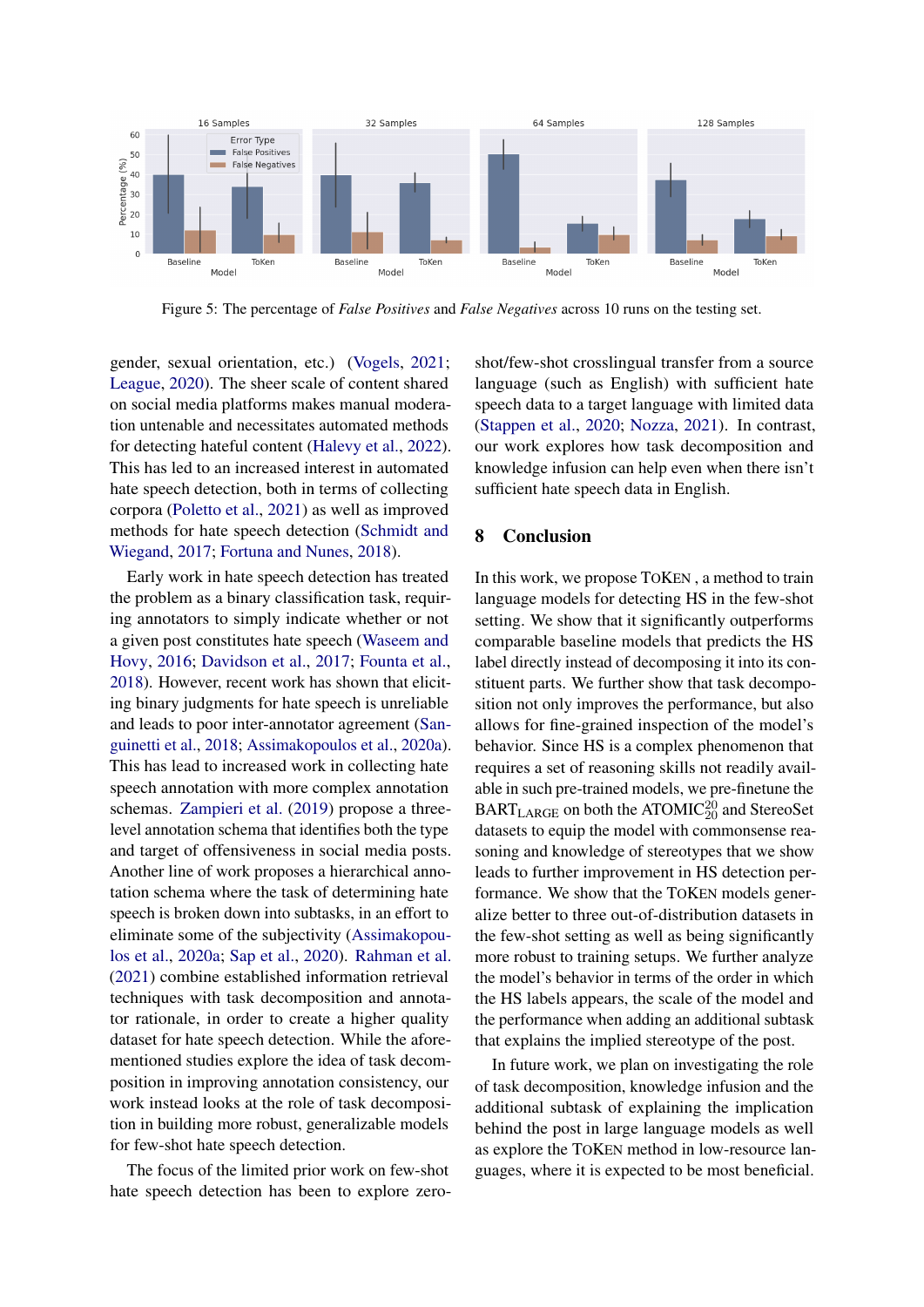Figure 5: The percentage of *False Positives* and *False Negatives* across 10 runs on the testing set.

gender, sexual orientation, etc.) (Vogels, 2021; League, 2020). The sheer scale of content shared on social media platforms makes manual moderation untenable and necessitates automated methods for detecting hateful content (Halevy et al., 2022). This has led to an increased interest in automated hate speech detection, both in terms of collecting corpora (Poletto et al., 2021) as well as improved methods for hate speech detection (Schmidt and Wiegand, 2017; Fortuna and Nunes, 2018).

Early work in hate speech detection has treated the problem as a binary classification task, requiring annotators to simply indicate whether or not a given post constitutes hate speech (Waseem and Hovy, 2016; Davidson et al., 2017; Founta et al., 2018). However, recent work has shown that eliciting binary judgments for hate speech is unreliable and leads to poor inter-annotator agreement (Sanguinetti et al., 2018; Assimakopoulos et al., 2020a). This has lead to increased work in collecting hate speech annotation with more complex annotation schemas. Zampieri et al. (2019) propose a three-level annotation schema that identifies both the type and target of offensiveness in social media posts. Another line of work proposes a hierarchical annotation schema where the task of determining hate speech is broken down into subtasks, in an effort to eliminate some of the subjectivity (Assimakopoulos et al., 2020a; Sap et al., 2020). Rahman et al. (2021) combine established information retrieval techniques with task decomposition and annotator rationale, in order to create a higher quality dataset for hate speech detection. While the aforementioned studies explore the idea of task decomposition in improving annotation consistency, our work instead looks at the role of task decomposition in building more robust, generalizable models for few-shot hate speech detection.

The focus of the limited prior work on few-shot hate speech detection has been to explore zero-shot/few-shot crosslingual transfer from a source language (such as English) with sufficient hate speech data to a target language with limited data (Stappen et al., 2020; Nozza, 2021). In contrast, our work explores how task decomposition and knowledge infusion can help even when there isn't sufficient hate speech data in English.

## 8 Conclusion

In this work, we propose ToKen , a method to train language models for detecting HS in the few-shot setting. We show that it significantly outperforms comparable baseline models that predicts the HS label directly instead of decomposing it into its constituent parts. We further show that task decomposition not only improves the performance, but also allows for fine-grained inspection of the model's behavior. Since HS is a complex phenomenon that requires a set of reasoning skills not readily available in such pre-trained models, we pre-finetune the $\text{BART}_{\text{LARGE}}$ on both the $\text{ATOMIC}^{20}_{20}$ and StereoSet datasets to equip the model with commonsense reasoning and knowledge of stereotypes that we show leads to further improvement in HS detection performance. We show that the ToKen models generalize better to three out-of-distribution datasets in the few-shot setting as well as being significantly more robust to training setups. We further analyze the model's behavior in terms of the order in which the HS labels appears, the scale of the model and the performance when adding an additional subtask that explains the implied stereotype of the post.

In future work, we plan on investigating the role of task decomposition, knowledge infusion and the additional subtask of explaining the implication behind the post in large language models as well as explore the ToKen method in low-resource languages, where it is expected to be most beneficial.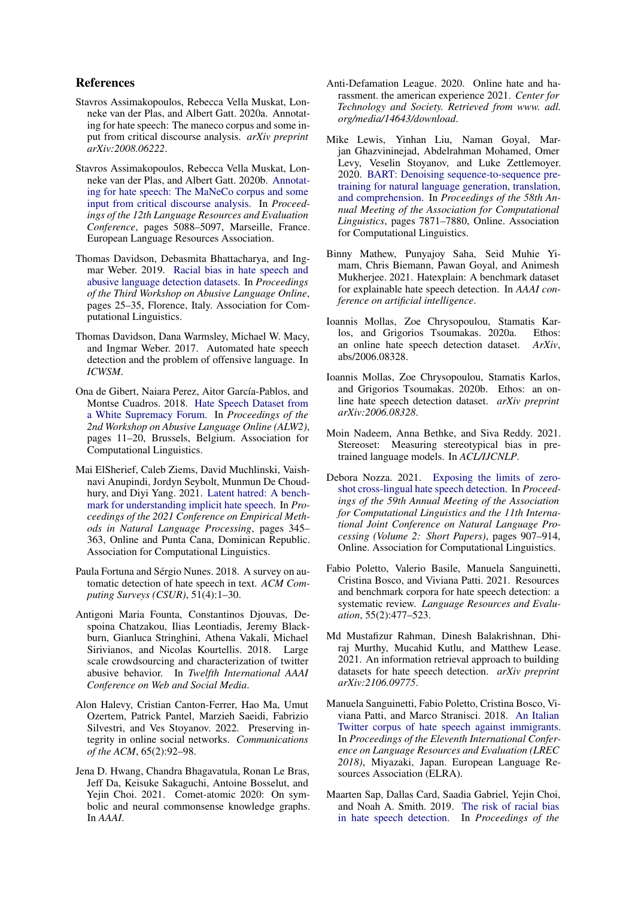## References

Stavros Assimakopoulos, Rebecca Vella Muskat, Lonneke van der Plas, and Albert Gatt. 2020a. Annotating for hate speech: The maneco corpus and some input from critical discourse analysis. *arXiv preprint arXiv:2008.06222*.

Stavros Assimakopoulos, Rebecca Vella Muskat, Lonneke van der Plas, and Albert Gatt. 2020b. Annotating for hate speech: The MaNeCo corpus and some input from critical discourse analysis. In *Proceedings of the 12th Language Resources and Evaluation Conference*, pages 5088–5097, Marseille, France. European Language Resources Association.

Thomas Davidson, Debasmita Bhattacharya, and Ingmar Weber. 2019. Racial bias in hate speech and abusive language detection datasets. In *Proceedings of the Third Workshop on Abusive Language Online*, pages 25–35, Florence, Italy. Association for Computational Linguistics.

Thomas Davidson, Dana Warmsley, Michael W. Macy, and Ingmar Weber. 2017. Automated hate speech detection and the problem of offensive language. In *ICWSM*.

Ona de Gibert, Naiara Perez, Aitor García-Pablos, and Montse Cuadros. 2018. Hate Speech Dataset from a White Supremacy Forum. In *Proceedings of the 2nd Workshop on Abusive Language Online (ALW2)*, pages 11–20, Brussels, Belgium. Association for Computational Linguistics.

Mai ElSherief, Caleb Ziems, David Muchlinski, Vaishnavi Anupindi, Jordyn Seybolt, Munmun De Choudhury, and Diyi Yang. 2021. Latent hatred: A benchmark for understanding implicit hate speech. In *Proceedings of the 2021 Conference on Empirical Methods in Natural Language Processing*, pages 345–363, Online and Punta Cana, Dominican Republic. Association for Computational Linguistics.

Paula Fortuna and Sérgio Nunes. 2018. A survey on automatic detection of hate speech in text. *ACM Computing Surveys (CSUR)*, 51(4):1–30.

Antigoni Maria Founta, Constantinos Djouvas, Despoina Chatzakou, Ilias Leontiadis, Jeremy Blackburn, Gianluca Stringhini, Athena Vakali, Michael Sirivianos, and Nicolas Kourtellis. 2018. Large scale crowdsourcing and characterization of twitter abusive behavior. In *Twelfth International AAAI Conference on Web and Social Media*.

Alon Halevy, Cristian Canton-Ferrer, Hao Ma, Umut Ozertem, Patrick Pantel, Marzieh Saeidi, Fabrizio Silvestri, and Ves Stoyanov. 2022. Preserving integrity in online social networks. *Communications of the ACM*, 65(2):92–98.

Jena D. Hwang, Chandra Bhagavatula, Ronan Le Bras, Jeff Da, Keisuke Sakaguchi, Antoine Bosselut, and Yejin Choi. 2021. Comet-atomic 2020: On symbolic and neural commonsense knowledge graphs. In *AAAI*.

Anti-Defamation League. 2020. Online hate and harassment. the american experience 2021. *Center for Technology and Society. Retrieved from www. adl. org/media/14643/download*.

Mike Lewis, Yinhan Liu, Naman Goyal, Marjan Ghazvininejad, Abdelrahman Mohamed, Omer Levy, Veselin Stoyanov, and Luke Zettlemoyer. 2020. BART: Denoising sequence-to-sequence pre-training for natural language generation, translation, and comprehension. In *Proceedings of the 58th Annual Meeting of the Association for Computational Linguistics*, pages 7871–7880, Online. Association for Computational Linguistics.

Binny Mathew, Punyajoy Saha, Seid Muhie Yimam, Chris Biemann, Pawan Goyal, and Animesh Mukherjee. 2021. Hatexplain: A benchmark dataset for explainable hate speech detection. In *AAAI conference on artificial intelligence*.

Ioannis Mollas, Zoe Chrysopoulou, Stamatis Karlos, and Grigorios Tsoumakas. 2020a. Ethos: an online hate speech detection dataset. *ArXiv*, abs/2006.08328.

Ioannis Mollas, Zoe Chrysopoulou, Stamatis Karlos, and Grigorios Tsoumakas. 2020b. Ethos: an online hate speech detection dataset. *arXiv preprint arXiv:2006.08328*.

Moin Nadeem, Anna Bethke, and Siva Reddy. 2021. Stereoset: Measuring stereotypical bias in pretrained language models. In *ACL/IJCNLP*.

Debora Nozza. 2021. Exposing the limits of zero-shot cross-lingual hate speech detection. In *Proceedings of the 59th Annual Meeting of the Association for Computational Linguistics and the 11th International Joint Conference on Natural Language Processing (Volume 2: Short Papers)*, pages 907–914, Online. Association for Computational Linguistics.

Fabio Poletto, Valerio Basile, Manuela Sanguinetti, Cristina Bosco, and Viviana Patti. 2021. Resources and benchmark corpora for hate speech detection: a systematic review. *Language Resources and Evaluation*, 55(2):477–523.

Md Mustafizur Rahman, Dinesh Balakrishnan, Dhiraj Murthy, Mucahid Kutlu, and Matthew Lease. 2021. An information retrieval approach to building datasets for hate speech detection. *arXiv preprint arXiv:2106.09775*.

Manuela Sanguinetti, Fabio Poletto, Cristina Bosco, Viviana Patti, and Marco Stranisci. 2018. An Italian Twitter corpus of hate speech against immigrants. In *Proceedings of the Eleventh International Conference on Language Resources and Evaluation (LREC 2018)*, Miyazaki, Japan. European Language Resources Association (ELRA).

Maarten Sap, Dallas Card, Saadia Gabriel, Yejin Choi, and Noah A. Smith. 2019. The risk of racial bias in hate speech detection. In *Proceedings of the*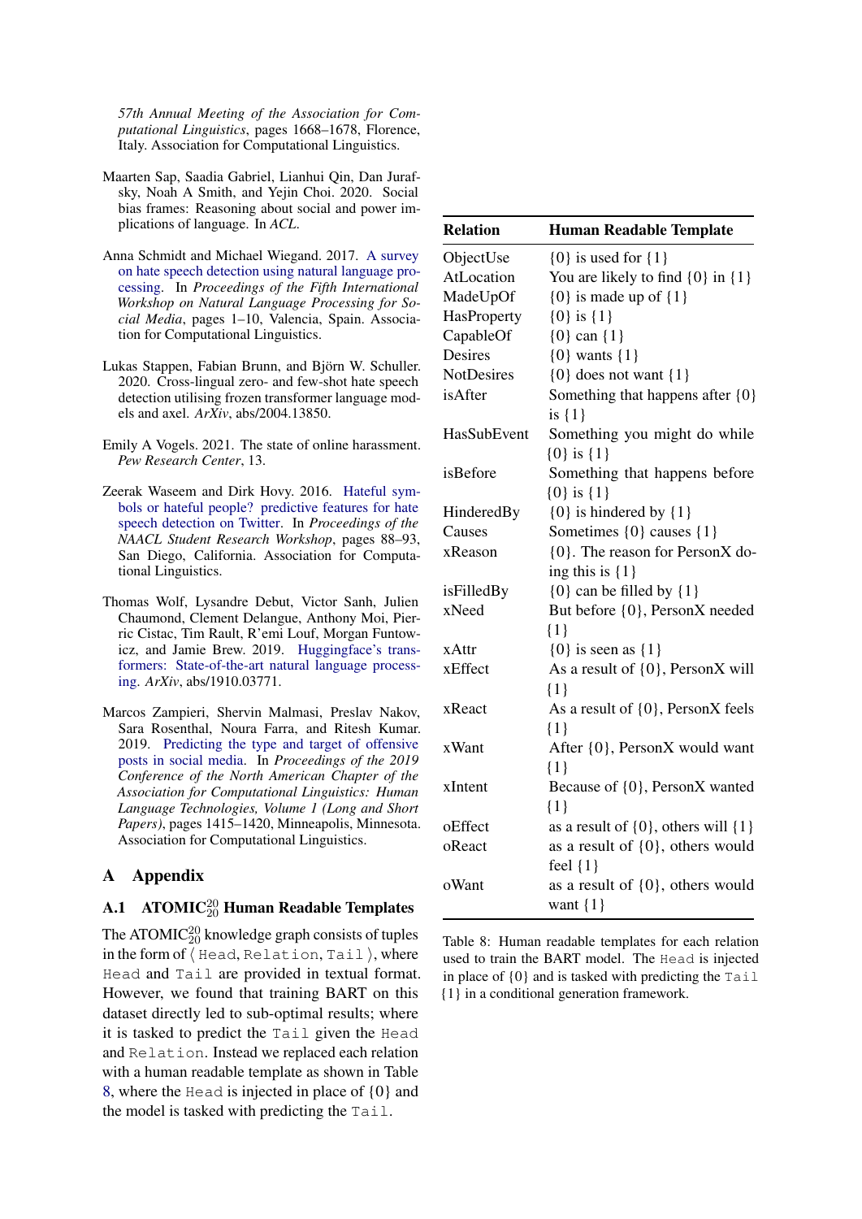57th Annual Meeting of the Association for Computational Linguistics*, pages 1668–1678, Florence, Italy. Association for Computational Linguistics.

Maarten Sap, Saadia Gabriel, Lianhui Qin, Dan Jurafsky, Noah A Smith, and Yejin Choi. 2020. Social bias frames: Reasoning about social and power implications of language. In *ACL*.

Anna Schmidt and Michael Wiegand. 2017. A survey on hate speech detection using natural language processing. In *Proceedings of the Fifth International Workshop on Natural Language Processing for Social Media*, pages 1–10, Valencia, Spain. Association for Computational Linguistics.

Lukas Stappen, Fabian Brunn, and Björn W. Schuller. 2020. Cross-lingual zero- and few-shot hate speech detection utilising frozen transformer language models and axel. *ArXiv*, abs/2004.13850.

Emily A Vogels. 2021. The state of online harassment. *Pew Research Center*, 13.

Zeerak Waseem and Dirk Hovy. 2016. Hateful symbols or hateful people? predictive features for hate speech detection on Twitter. In *Proceedings of the NAACL Student Research Workshop*, pages 88–93, San Diego, California. Association for Computational Linguistics.

Thomas Wolf, Lysandre Debut, Victor Sanh, Julien Chaumond, Clement Delangue, Anthony Moi, Pierric Cistac, Tim Rault, R'emi Louf, Morgan Funtowicz, and Jamie Brew. 2019. Huggingface's transformers: State-of-the-art natural language processing. *ArXiv*, abs/1910.03771.

Marcos Zampieri, Shervin Malmasi, Preslav Nakov, Sara Rosenthal, Noura Farra, and Ritesh Kumar. 2019. Predicting the type and target of offensive posts in social media. In *Proceedings of the 2019 Conference of the North American Chapter of the Association for Computational Linguistics: Human Language Technologies, Volume 1 (Long and Short Papers)*, pages 1415–1420, Minneapolis, Minnesota. Association for Computational Linguistics.

# A Appendix

## A.1 ATOMIC$^{20}_{20}$ Human Readable Templates

The ATOMIC$^{20}_{20}$ knowledge graph consists of tuples in the form of ⟨ Head, Relation, Tail ⟩, where Head and Tail are provided in textual format. However, we found that training BART on this dataset directly led to sub-optimal results; where it is tasked to predict the Tail given the Head and Relation. Instead we replaced each relation with a human readable template as shown in Table 8, where the Head is injected in place of {0} and the model is tasked with predicting the Tail.

| Relation | Human Readable Template |
|---|---|
| ObjectUse | {0} is used for {1} |
| AtLocation | You are likely to find {0} in {1} |
| MadeUpOf | {0} is made up of {1} |
| HasProperty | {0} is {1} |
| CapableOf | {0} can {1} |
| Desires | {0} wants {1} |
| NotDesires | {0} does not want {1} |
| isAfter | Something that happens after {0} is {1} |
| HasSubEvent | Something you might do while {0} is {1} |
| isBefore | Something that happens before {0} is {1} |
| HinderedBy | {0} is hindered by {1} |
| Causes | Sometimes {0} causes {1} |
| xReason | {0}. The reason for PersonX doing this is {1} |
| isFilledBy | {0} can be filled by {1} |
| xNeed | But before {0}, PersonX needed {1} |
| xAttr | {0} is seen as {1} |
| xEffect | As a result of {0}, PersonX will {1} |
| xReact | As a result of {0}, PersonX feels {1} |
| xWant | After {0}, PersonX would want {1} |
| xIntent | Because of {0}, PersonX wanted {1} |
| oEffect | as a result of {0}, others will {1} |
| oReact | as a result of {0}, others would feel {1} |
| oWant | as a result of {0}, others would want {1} |

Table 8: Human readable templates for each relation used to train the BART model. The Head is injected in place of {0} and is tasked with predicting the Tail {1} in a conditional generation framework.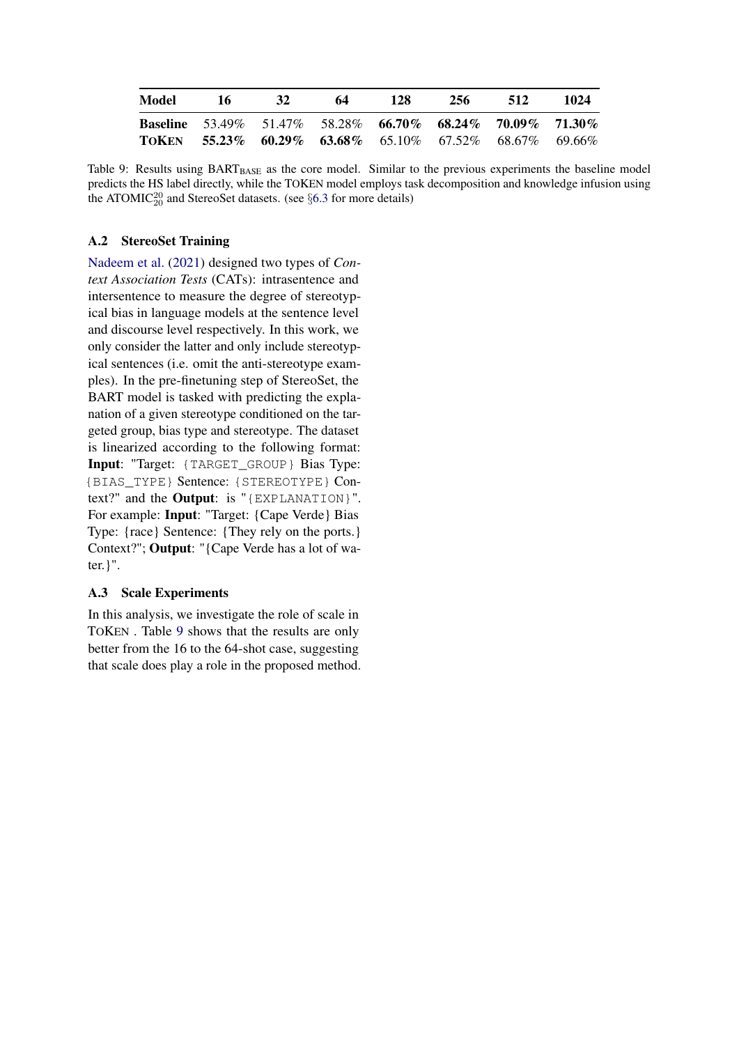| Model | 16 | 32 | 64 | 128 | 256 | 512 | 1024 |
|---|---|---|---|---|---|---|---|
| **Baseline** | 53.49% | 51.47% | 58.28% | **66.70%** | **68.24%** | **70.09%** | **71.30%** |
| **TOKEN** | **55.23%** | **60.29%** | **63.68%** | 65.10% | 67.52% | 68.67% | 69.66% |

Table 9: Results using $\text{BART}_{\text{BASE}}$ as the core model. Similar to the previous experiments the baseline model predicts the HS label directly, while the TOKEN model employs task decomposition and knowledge infusion using the $\text{ATOMIC}^{20}_{20}$ and StereoSet datasets. (see §6.3 for more details)

### A.2 StereoSet Training

Nadeem et al. (2021) designed two types of *Context Association Tests* (CATs): intrasentence and intersentence to measure the degree of stereotypical bias in language models at the sentence level and discourse level respectively. In this work, we only consider the latter and only include stereotypical sentences (i.e. omit the anti-stereotype examples). In the pre-finetuning step of StereoSet, the BART model is tasked with predicting the explanation of a given stereotype conditioned on the targeted group, bias type and stereotype. The dataset is linearized according to the following format: **Input**: "Target: `{TARGET_GROUP}` Bias Type: `{BIAS_TYPE}` Sentence: `{STEREOTYPE}` Context?" and the **Output**: is "`{EXPLANATION}`". For example: **Input**: "Target: {Cape Verde} Bias Type: {race} Sentence: {They rely on the ports.} Context?"; **Output**: "{Cape Verde has a lot of water.}".

### A.3 Scale Experiments

In this analysis, we investigate the role of scale in TOKEN . Table 9 shows that the results are only better from the 16 to the 64-shot case, suggesting that scale does play a role in the proposed method.